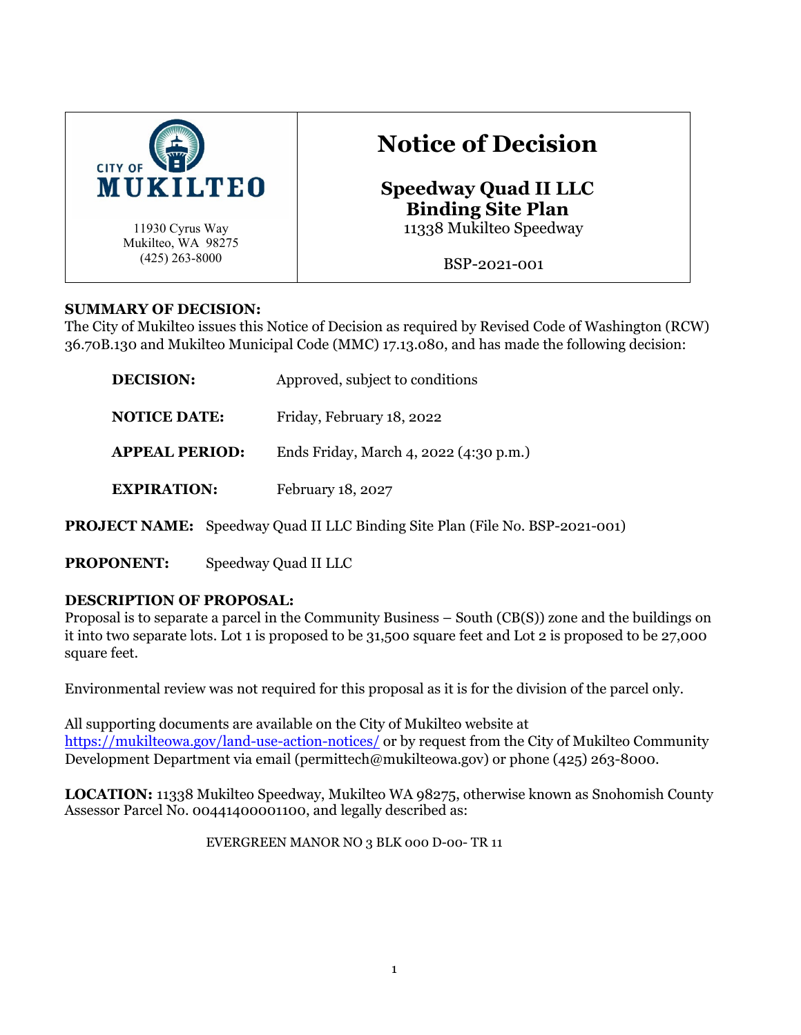| CITY OF MUKILTEO<br>11930 Cyrus Way<br>Mukilteo, WA 98275<br>(425) 263-8000 | **Notice of Decision**<br><br>**Speedway Quad II LLC Binding Site Plan**<br>11338 Mukilteo Speedway<br><br>BSP-2021-001 |
|---|---|

**SUMMARY OF DECISION:**
The City of Mukilteo issues this Notice of Decision as required by Revised Code of Washington (RCW) 36.70B.130 and Mukilteo Municipal Code (MMC) 17.13.080, and has made the following decision:

| | |
|---|---|
| **DECISION:** | Approved, subject to conditions |
| **NOTICE DATE:** | Friday, February 18, 2022 |
| **APPEAL PERIOD:** | Ends Friday, March 4, 2022 (4:30 p.m.) |
| **EXPIRATION:** | February 18, 2027 |

**PROJECT NAME:** Speedway Quad II LLC Binding Site Plan (File No. BSP-2021-001)

**PROPONENT:** Speedway Quad II LLC

**DESCRIPTION OF PROPOSAL:**
Proposal is to separate a parcel in the Community Business – South (CB(S)) zone and the buildings on it into two separate lots. Lot 1 is proposed to be 31,500 square feet and Lot 2 is proposed to be 27,000 square feet.

Environmental review was not required for this proposal as it is for the division of the parcel only.

All supporting documents are available on the City of Mukilteo website at https://mukilteowa.gov/land-use-action-notices/ or by request from the City of Mukilteo Community Development Department via email (permittech@mukilteowa.gov) or phone (425) 263-8000.

**LOCATION:** 11338 Mukilteo Speedway, Mukilteo WA 98275, otherwise known as Snohomish County Assessor Parcel No. 00441400001100, and legally described as:

EVERGREEN MANOR NO 3 BLK 000 D-00- TR 11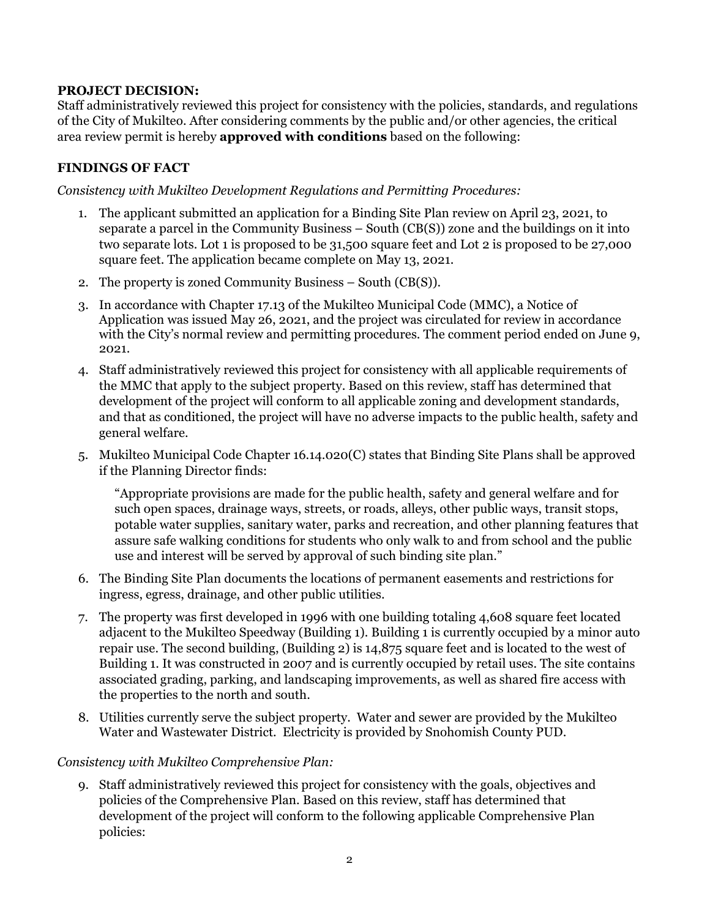**PROJECT DECISION:**
Staff administratively reviewed this project for consistency with the policies, standards, and regulations of the City of Mukilteo. After considering comments by the public and/or other agencies, the critical area review permit is hereby **approved with conditions** based on the following:

**FINDINGS OF FACT**

*Consistency with Mukilteo Development Regulations and Permitting Procedures:*

1. The applicant submitted an application for a Binding Site Plan review on April 23, 2021, to separate a parcel in the Community Business – South (CB(S)) zone and the buildings on it into two separate lots. Lot 1 is proposed to be 31,500 square feet and Lot 2 is proposed to be 27,000 square feet. The application became complete on May 13, 2021.
2. The property is zoned Community Business – South (CB(S)).
3. In accordance with Chapter 17.13 of the Mukilteo Municipal Code (MMC), a Notice of Application was issued May 26, 2021, and the project was circulated for review in accordance with the City's normal review and permitting procedures. The comment period ended on June 9, 2021.
4. Staff administratively reviewed this project for consistency with all applicable requirements of the MMC that apply to the subject property. Based on this review, staff has determined that development of the project will conform to all applicable zoning and development standards, and that as conditioned, the project will have no adverse impacts to the public health, safety and general welfare.
5. Mukilteo Municipal Code Chapter 16.14.020(C) states that Binding Site Plans shall be approved if the Planning Director finds:

   "Appropriate provisions are made for the public health, safety and general welfare and for such open spaces, drainage ways, streets, or roads, alleys, other public ways, transit stops, potable water supplies, sanitary water, parks and recreation, and other planning features that assure safe walking conditions for students who only walk to and from school and the public use and interest will be served by approval of such binding site plan."

6. The Binding Site Plan documents the locations of permanent easements and restrictions for ingress, egress, drainage, and other public utilities.
7. The property was first developed in 1996 with one building totaling 4,608 square feet located adjacent to the Mukilteo Speedway (Building 1). Building 1 is currently occupied by a minor auto repair use. The second building, (Building 2) is 14,875 square feet and is located to the west of Building 1. It was constructed in 2007 and is currently occupied by retail uses. The site contains associated grading, parking, and landscaping improvements, as well as shared fire access with the properties to the north and south.
8. Utilities currently serve the subject property. Water and sewer are provided by the Mukilteo Water and Wastewater District. Electricity is provided by Snohomish County PUD.

*Consistency with Mukilteo Comprehensive Plan:*

9. Staff administratively reviewed this project for consistency with the goals, objectives and policies of the Comprehensive Plan. Based on this review, staff has determined that development of the project will conform to the following applicable Comprehensive Plan policies: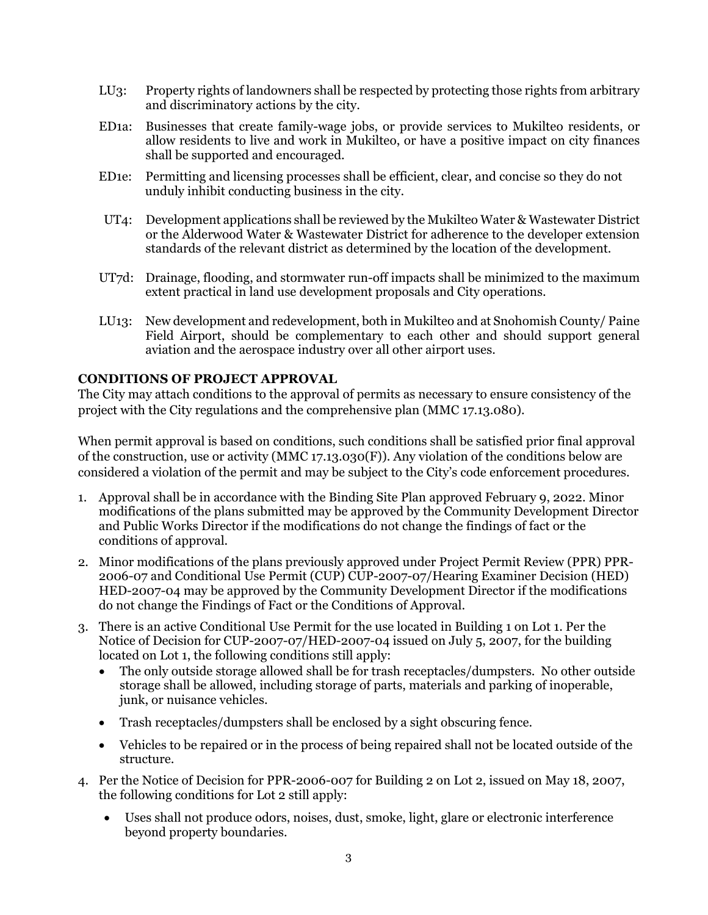LU3: Property rights of landowners shall be respected by protecting those rights from arbitrary and discriminatory actions by the city.

ED1a: Businesses that create family-wage jobs, or provide services to Mukilteo residents, or allow residents to live and work in Mukilteo, or have a positive impact on city finances shall be supported and encouraged.

ED1e: Permitting and licensing processes shall be efficient, clear, and concise so they do not unduly inhibit conducting business in the city.

UT4: Development applications shall be reviewed by the Mukilteo Water & Wastewater District or the Alderwood Water & Wastewater District for adherence to the developer extension standards of the relevant district as determined by the location of the development.

UT7d: Drainage, flooding, and stormwater run-off impacts shall be minimized to the maximum extent practical in land use development proposals and City operations.

LU13: New development and redevelopment, both in Mukilteo and at Snohomish County/ Paine Field Airport, should be complementary to each other and should support general aviation and the aerospace industry over all other airport uses.

**CONDITIONS OF PROJECT APPROVAL**

The City may attach conditions to the approval of permits as necessary to ensure consistency of the project with the City regulations and the comprehensive plan (MMC 17.13.080).

When permit approval is based on conditions, such conditions shall be satisfied prior final approval of the construction, use or activity (MMC 17.13.030(F)). Any violation of the conditions below are considered a violation of the permit and may be subject to the City's code enforcement procedures.

1. Approval shall be in accordance with the Binding Site Plan approved February 9, 2022. Minor modifications of the plans submitted may be approved by the Community Development Director and Public Works Director if the modifications do not change the findings of fact or the conditions of approval.
2. Minor modifications of the plans previously approved under Project Permit Review (PPR) PPR-2006-07 and Conditional Use Permit (CUP) CUP-2007-07/Hearing Examiner Decision (HED) HED-2007-04 may be approved by the Community Development Director if the modifications do not change the Findings of Fact or the Conditions of Approval.
3. There is an active Conditional Use Permit for the use located in Building 1 on Lot 1. Per the Notice of Decision for CUP-2007-07/HED-2007-04 issued on July 5, 2007, for the building located on Lot 1, the following conditions still apply:
   - The only outside storage allowed shall be for trash receptacles/dumpsters. No other outside storage shall be allowed, including storage of parts, materials and parking of inoperable, junk, or nuisance vehicles.
   - Trash receptacles/dumpsters shall be enclosed by a sight obscuring fence.
   - Vehicles to be repaired or in the process of being repaired shall not be located outside of the structure.
4. Per the Notice of Decision for PPR-2006-007 for Building 2 on Lot 2, issued on May 18, 2007, the following conditions for Lot 2 still apply:
   - Uses shall not produce odors, noises, dust, smoke, light, glare or electronic interference beyond property boundaries.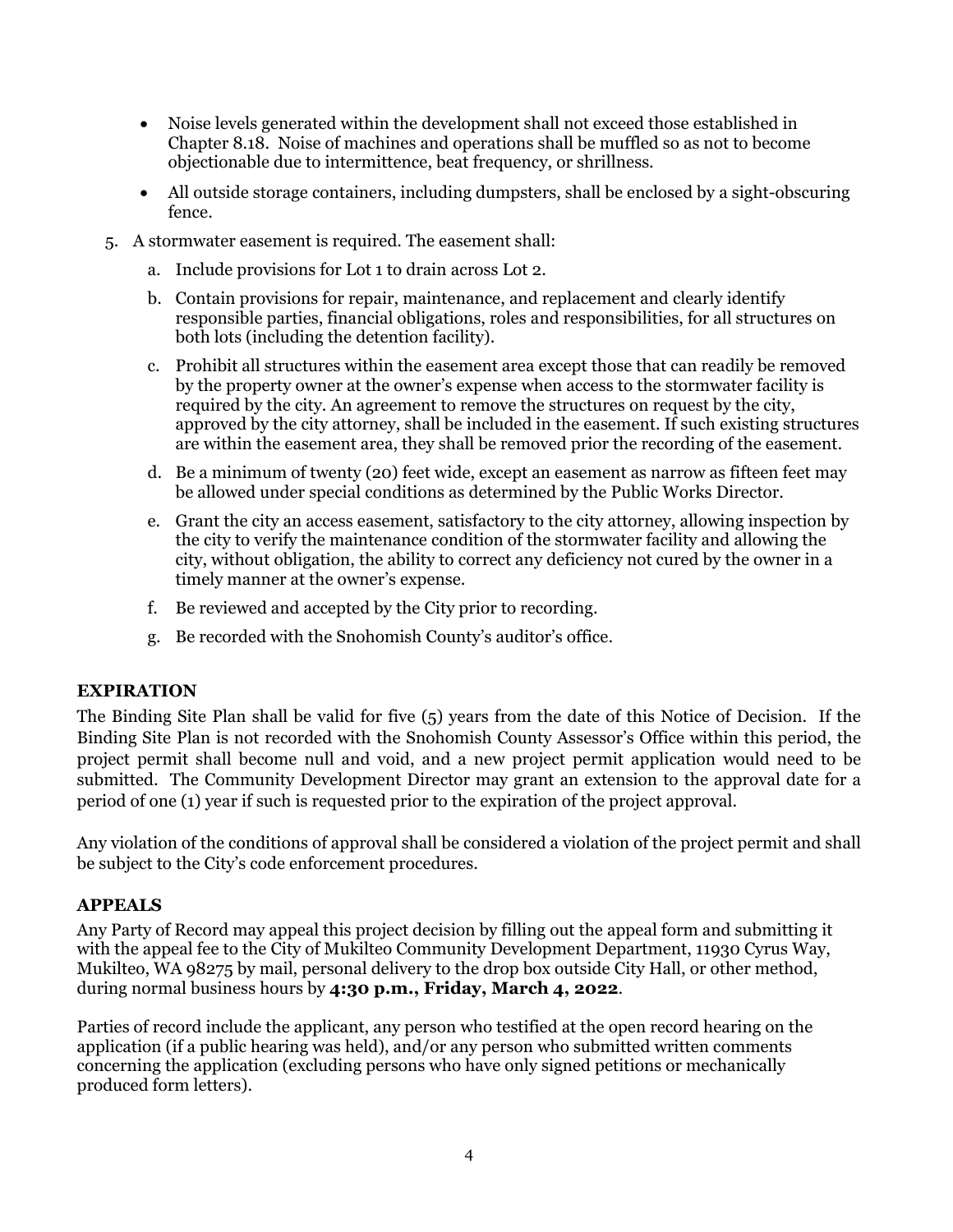- Noise levels generated within the development shall not exceed those established in Chapter 8.18. Noise of machines and operations shall be muffled so as not to become objectionable due to intermittence, beat frequency, or shrillness.
- All outside storage containers, including dumpsters, shall be enclosed by a sight-obscuring fence.

5. A stormwater easement is required. The easement shall:
   a. Include provisions for Lot 1 to drain across Lot 2.
   b. Contain provisions for repair, maintenance, and replacement and clearly identify responsible parties, financial obligations, roles and responsibilities, for all structures on both lots (including the detention facility).
   c. Prohibit all structures within the easement area except those that can readily be removed by the property owner at the owner's expense when access to the stormwater facility is required by the city. An agreement to remove the structures on request by the city, approved by the city attorney, shall be included in the easement. If such existing structures are within the easement area, they shall be removed prior the recording of the easement.
   d. Be a minimum of twenty (20) feet wide, except an easement as narrow as fifteen feet may be allowed under special conditions as determined by the Public Works Director.
   e. Grant the city an access easement, satisfactory to the city attorney, allowing inspection by the city to verify the maintenance condition of the stormwater facility and allowing the city, without obligation, the ability to correct any deficiency not cured by the owner in a timely manner at the owner's expense.
   f. Be reviewed and accepted by the City prior to recording.
   g. Be recorded with the Snohomish County's auditor's office.

## EXPIRATION

The Binding Site Plan shall be valid for five (5) years from the date of this Notice of Decision. If the Binding Site Plan is not recorded with the Snohomish County Assessor's Office within this period, the project permit shall become null and void, and a new project permit application would need to be submitted. The Community Development Director may grant an extension to the approval date for a period of one (1) year if such is requested prior to the expiration of the project approval.

Any violation of the conditions of approval shall be considered a violation of the project permit and shall be subject to the City's code enforcement procedures.

## APPEALS

Any Party of Record may appeal this project decision by filling out the appeal form and submitting it with the appeal fee to the City of Mukilteo Community Development Department, 11930 Cyrus Way, Mukilteo, WA 98275 by mail, personal delivery to the drop box outside City Hall, or other method, during normal business hours by **4:30 p.m., Friday, March 4, 2022**.

Parties of record include the applicant, any person who testified at the open record hearing on the application (if a public hearing was held), and/or any person who submitted written comments concerning the application (excluding persons who have only signed petitions or mechanically produced form letters).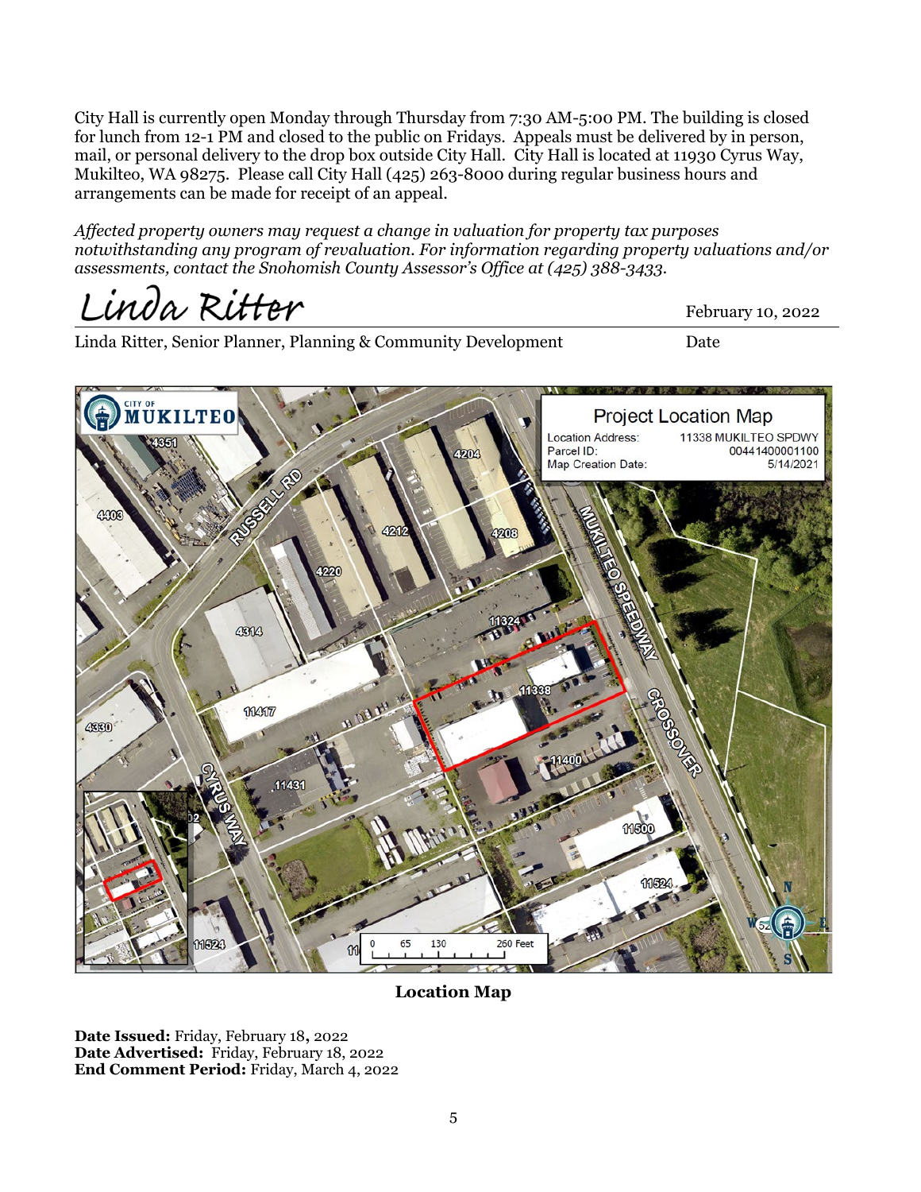City Hall is currently open Monday through Thursday from 7:30 AM-5:00 PM. The building is closed for lunch from 12-1 PM and closed to the public on Fridays. Appeals must be delivered by in person, mail, or personal delivery to the drop box outside City Hall. City Hall is located at 11930 Cyrus Way, Mukilteo, WA 98275. Please call City Hall (425) 263-8000 during regular business hours and arrangements can be made for receipt of an appeal.

*Affected property owners may request a change in valuation for property tax purposes notwithstanding any program of revaluation. For information regarding property valuations and/or assessments, contact the Snohomish County Assessor's Office at (425) 388-3433.*

Linda Ritter — February 10, 2022

Linda Ritter, Senior Planner, Planning & Community Development — Date

**Location Map**

**Date Issued:** Friday, February 18, 2022
**Date Advertised:** Friday, February 18, 2022
**End Comment Period:** Friday, March 4, 2022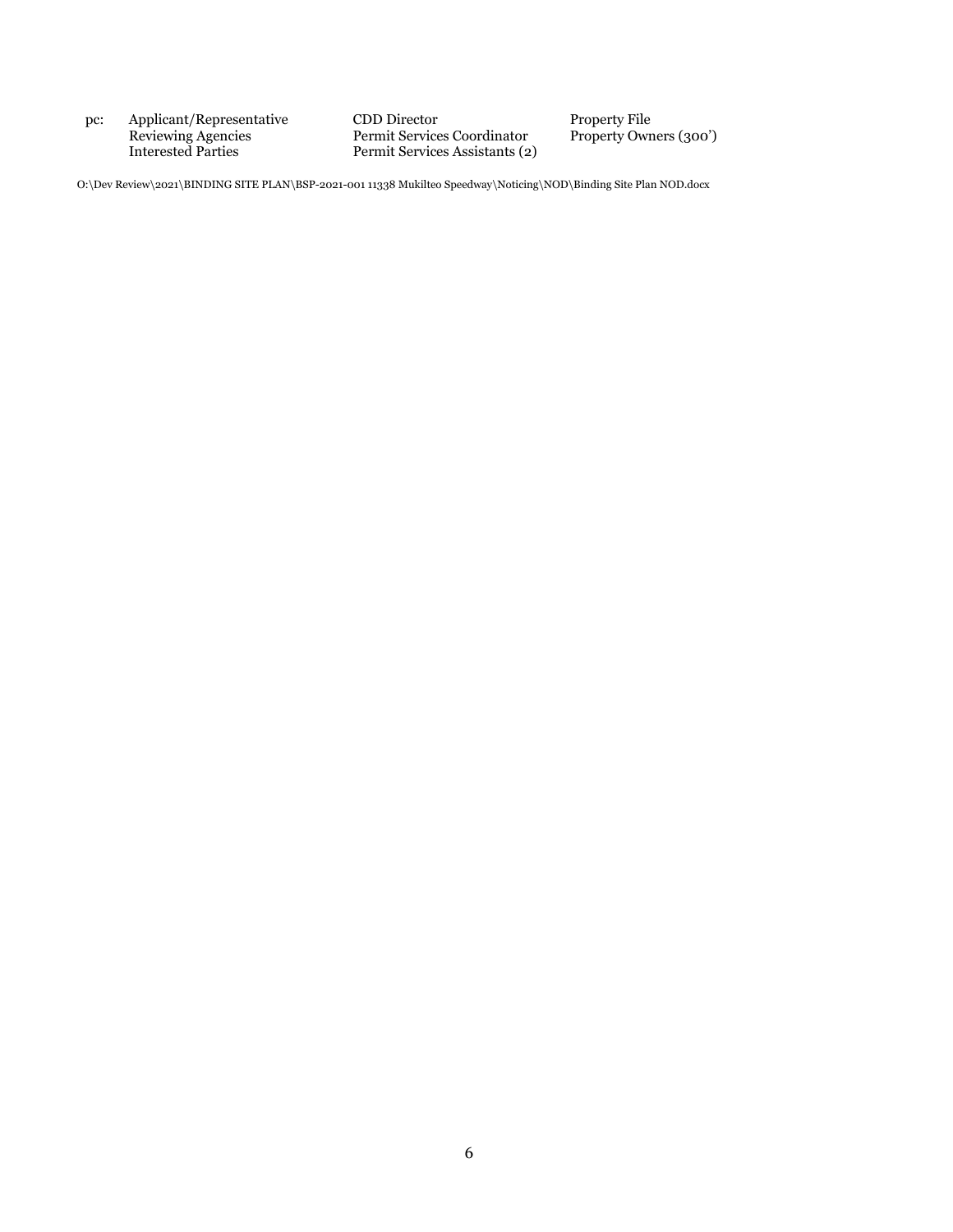pc: Applicant/Representative
Reviewing Agencies
Interested Parties
CDD Director
Permit Services Coordinator
Permit Services Assistants (2)
Property File
Property Owners (300')

O:\Dev Review\2021\BINDING SITE PLAN\BSP-2021-001 11338 Mukilteo Speedway\Noticing\NOD\Binding Site Plan NOD.docx